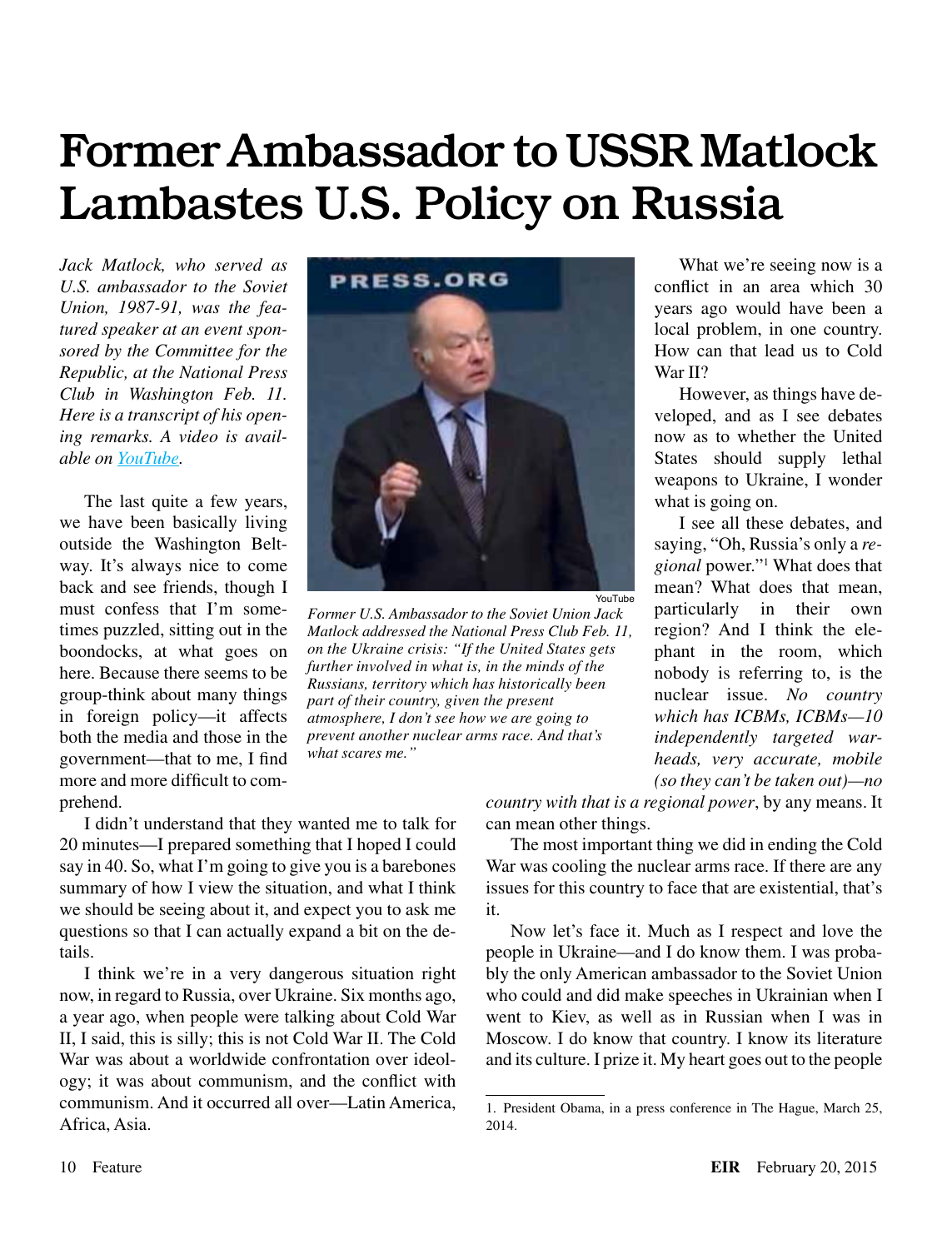# Former Ambassador to USSR Matlock Lambastes U.S. Policy on Russia

*Jack Matlock, who served as U.S. ambassador to the Soviet Union, 1987-91, was the featured speaker at an event sponsored by the Committee for the Republic, at the National Press Club in Washington Feb. 11. Here is a transcript of his opening remarks. A video is available on YouTube.*

*Former U.S. Ambassador to the Soviet Union Jack Matlock addressed the National Press Club Feb. 11, on the Ukraine crisis: "If the United States gets further involved in what is, in the minds of the Russians, territory which has historically been part of their country, given the present atmosphere, I don't see how we are going to prevent another nuclear arms race. And that's what scares me."*

The last quite a few years, we have been basically living outside the Washington Beltway. It's always nice to come back and see friends, though I must confess that I'm sometimes puzzled, sitting out in the boondocks, at what goes on here. Because there seems to be group-think about many things in foreign policy—it affects both the media and those in the government—that to me, I find more and more difficult to comprehend.

I didn't understand that they wanted me to talk for 20 minutes—I prepared something that I hoped I could say in 40. So, what I'm going to give you is a barebones summary of how I view the situation, and what I think we should be seeing about it, and expect you to ask me questions so that I can actually expand a bit on the details.

I think we're in a very dangerous situation right now, in regard to Russia, over Ukraine. Six months ago, a year ago, when people were talking about Cold War II, I said, this is silly; this is not Cold War II. The Cold War was about a worldwide confrontation over ideology; it was about communism, and the conflict with communism. And it occurred all over—Latin America, Africa, Asia.

What we're seeing now is a conflict in an area which 30 years ago would have been a local problem, in one country. How can that lead us to Cold War II?

However, as things have developed, and as I see debates now as to whether the United States should supply lethal weapons to Ukraine, I wonder what is going on.

I see all these debates, and saying, "Oh, Russia's only a *regional* power."[1] What does that mean? What does that mean, particularly in their own region? And I think the elephant in the room, which nobody is referring to, is the nuclear issue. *No country which has ICBMs, ICBMs—10 independently targeted warheads, very accurate, mobile (so they can't be taken out)—no country with that is a regional power*, by any means. It can mean other things.

The most important thing we did in ending the Cold War was cooling the nuclear arms race. If there are any issues for this country to face that are existential, that's it.

Now let's face it. Much as I respect and love the people in Ukraine—and I do know them. I was probably the only American ambassador to the Soviet Union who could and did make speeches in Ukrainian when I went to Kiev, as well as in Russian when I was in Moscow. I do know that country. I know its literature and its culture. I prize it. My heart goes out to the people

---

1. President Obama, in a press conference in The Hague, March 25, 2014.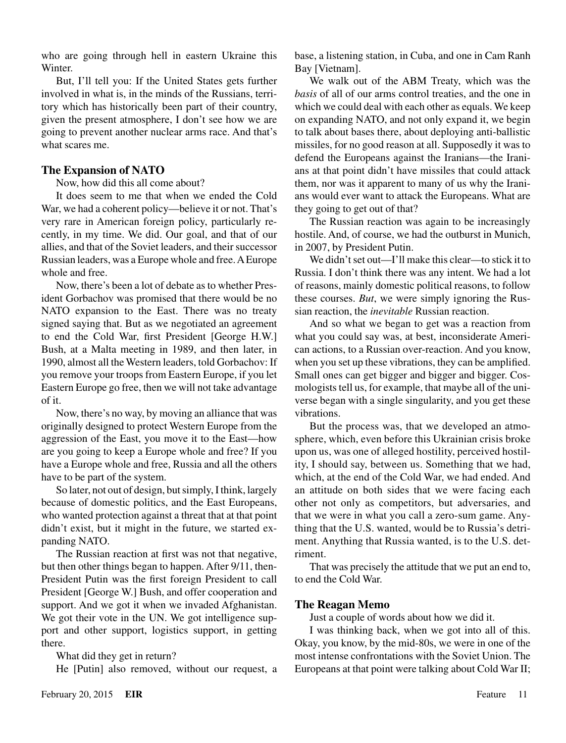who are going through hell in eastern Ukraine this Winter.

But, I'll tell you: If the United States gets further involved in what is, in the minds of the Russians, territory which has historically been part of their country, given the present atmosphere, I don't see how we are going to prevent another nuclear arms race. And that's what scares me.

### The Expansion of NATO

Now, how did this all come about?

It does seem to me that when we ended the Cold War, we had a coherent policy—believe it or not. That's very rare in American foreign policy, particularly recently, in my time. We did. Our goal, and that of our allies, and that of the Soviet leaders, and their successor Russian leaders, was a Europe whole and free. A Europe whole and free.

Now, there's been a lot of debate as to whether President Gorbachov was promised that there would be no NATO expansion to the East. There was no treaty signed saying that. But as we negotiated an agreement to end the Cold War, first President [George H.W.] Bush, at a Malta meeting in 1989, and then later, in 1990, almost all the Western leaders, told Gorbachov: If you remove your troops from Eastern Europe, if you let Eastern Europe go free, then we will not take advantage of it.

Now, there's no way, by moving an alliance that was originally designed to protect Western Europe from the aggression of the East, you move it to the East—how are you going to keep a Europe whole and free? If you have a Europe whole and free, Russia and all the others have to be part of the system.

So later, not out of design, but simply, I think, largely because of domestic politics, and the East Europeans, who wanted protection against a threat that at that point didn't exist, but it might in the future, we started expanding NATO.

The Russian reaction at first was not that negative, but then other things began to happen. After 9/11, then-President Putin was the first foreign President to call President [George W.] Bush, and offer cooperation and support. And we got it when we invaded Afghanistan. We got their vote in the UN. We got intelligence support and other support, logistics support, in getting there.

What did they get in return?

He [Putin] also removed, without our request, a base, a listening station, in Cuba, and one in Cam Ranh Bay [Vietnam].

We walk out of the ABM Treaty, which was the *basis* of all of our arms control treaties, and the one in which we could deal with each other as equals. We keep on expanding NATO, and not only expand it, we begin to talk about bases there, about deploying anti-ballistic missiles, for no good reason at all. Supposedly it was to defend the Europeans against the Iranians—the Iranians at that point didn't have missiles that could attack them, nor was it apparent to many of us why the Iranians would ever want to attack the Europeans. What are they going to get out of that?

The Russian reaction was again to be increasingly hostile. And, of course, we had the outburst in Munich, in 2007, by President Putin.

We didn't set out—I'll make this clear—to stick it to Russia. I don't think there was any intent. We had a lot of reasons, mainly domestic political reasons, to follow these courses. *But*, we were simply ignoring the Russian reaction, the *inevitable* Russian reaction.

And so what we began to get was a reaction from what you could say was, at best, inconsiderate American actions, to a Russian over-reaction. And you know, when you set up these vibrations, they can be amplified. Small ones can get bigger and bigger and bigger. Cosmologists tell us, for example, that maybe all of the universe began with a single singularity, and you get these vibrations.

But the process was, that we developed an atmosphere, which, even before this Ukrainian crisis broke upon us, was one of alleged hostility, perceived hostility, I should say, between us. Something that we had, which, at the end of the Cold War, we had ended. And an attitude on both sides that we were facing each other not only as competitors, but adversaries, and that we were in what you call a zero-sum game. Anything that the U.S. wanted, would be to Russia's detriment. Anything that Russia wanted, is to the U.S. detriment.

That was precisely the attitude that we put an end to, to end the Cold War.

### The Reagan Memo

Just a couple of words about how we did it.

I was thinking back, when we got into all of this. Okay, you know, by the mid-80s, we were in one of the most intense confrontations with the Soviet Union. The Europeans at that point were talking about Cold War II;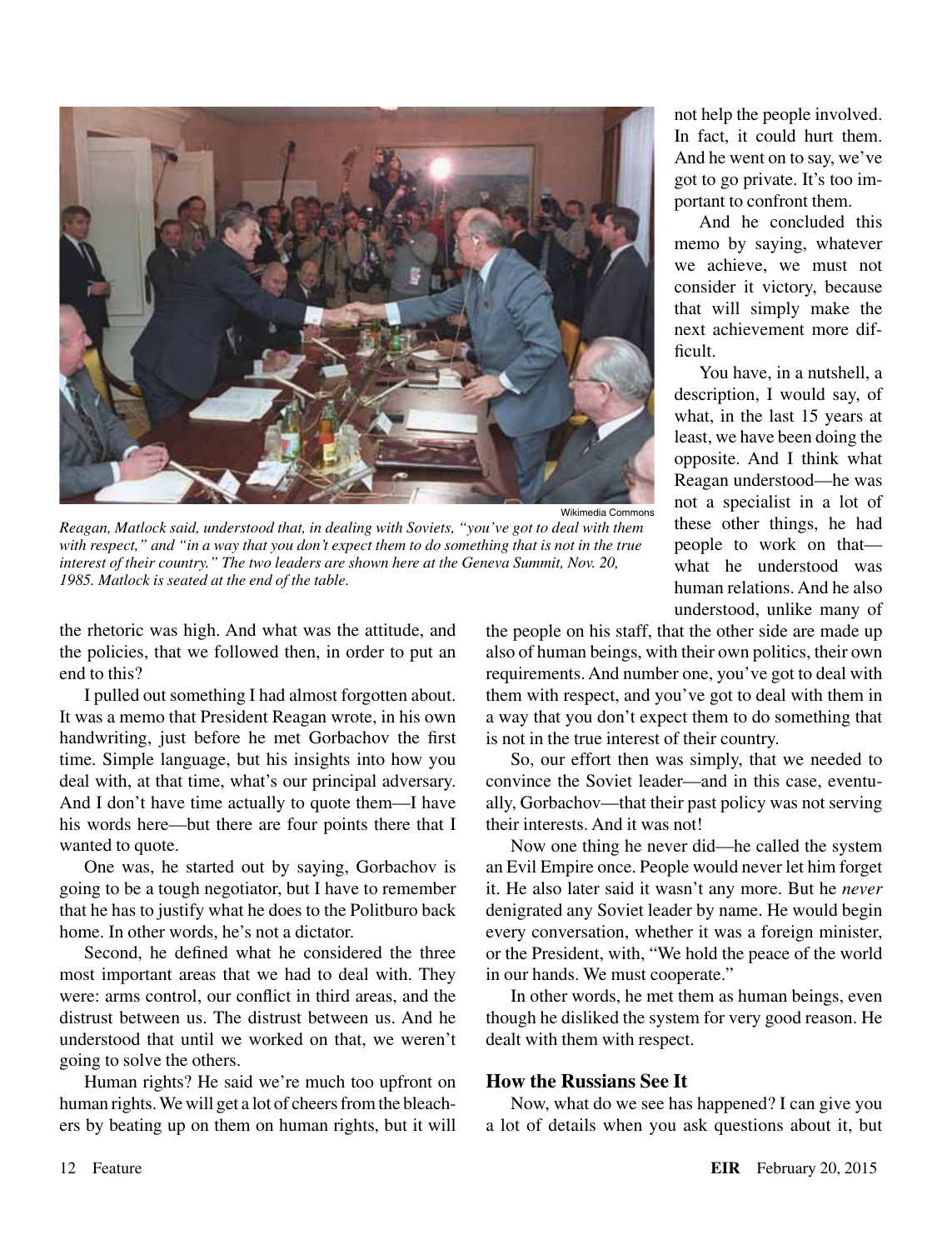Wikimedia Commons

*Reagan, Matlock said, understood that, in dealing with Soviets, "you've got to deal with them with respect," and "in a way that you don't expect them to do something that is not in the true interest of their country." The two leaders are shown here at the Geneva Summit, Nov. 20, 1985. Matlock is seated at the end of the table.*

the rhetoric was high. And what was the attitude, and the policies, that we followed then, in order to put an end to this?

I pulled out something I had almost forgotten about. It was a memo that President Reagan wrote, in his own handwriting, just before he met Gorbachov the first time. Simple language, but his insights into how you deal with, at that time, what's our principal adversary. And I don't have time actually to quote them—I have his words here—but there are four points there that I wanted to quote.

One was, he started out by saying, Gorbachov is going to be a tough negotiator, but I have to remember that he has to justify what he does to the Politburo back home. In other words, he's not a dictator.

Second, he defined what he considered the three most important areas that we had to deal with. They were: arms control, our conflict in third areas, and the distrust between us. The distrust between us. And he understood that until we worked on that, we weren't going to solve the others.

Human rights? He said we're much too upfront on human rights. We will get a lot of cheers from the bleachers by beating up on them on human rights, but it will not help the people involved. In fact, it could hurt them. And he went on to say, we've got to go private. It's too important to confront them.

And he concluded this memo by saying, whatever we achieve, we must not consider it victory, because that will simply make the next achievement more difficult.

You have, in a nutshell, a description, I would say, of what, in the last 15 years at least, we have been doing the opposite. And I think what Reagan understood—he was not a specialist in a lot of these other things, he had people to work on that—what he understood was human relations. And he also understood, unlike many of the people on his staff, that the other side are made up also of human beings, with their own politics, their own requirements. And number one, you've got to deal with them with respect, and you've got to deal with them in a way that you don't expect them to do something that is not in the true interest of their country.

So, our effort then was simply, that we needed to convince the Soviet leader—and in this case, eventually, Gorbachov—that their past policy was not serving their interests. And it was not!

Now one thing he never did—he called the system an Evil Empire once. People would never let him forget it. He also later said it wasn't any more. But he *never* denigrated any Soviet leader by name. He would begin every conversation, whether it was a foreign minister, or the President, with, "We hold the peace of the world in our hands. We must cooperate."

In other words, he met them as human beings, even though he disliked the system for very good reason. He dealt with them with respect.

### How the Russians See It

Now, what do we see has happened? I can give you a lot of details when you ask questions about it, but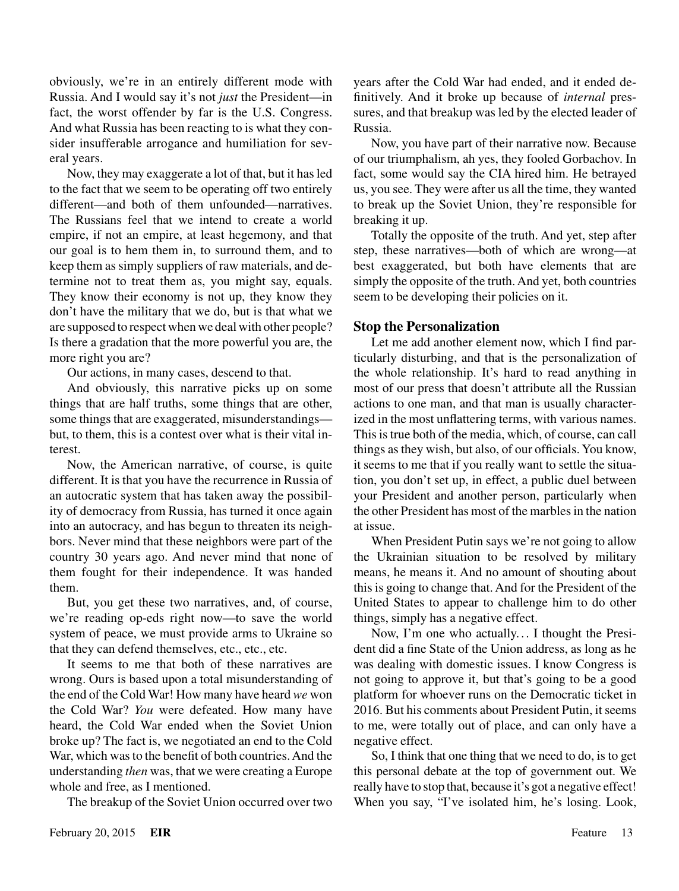obviously, we're in an entirely different mode with Russia. And I would say it's not *just* the President—in fact, the worst offender by far is the U.S. Congress. And what Russia has been reacting to is what they consider insufferable arrogance and humiliation for several years.

Now, they may exaggerate a lot of that, but it has led to the fact that we seem to be operating off two entirely different—and both of them unfounded—narratives. The Russians feel that we intend to create a world empire, if not an empire, at least hegemony, and that our goal is to hem them in, to surround them, and to keep them as simply suppliers of raw materials, and determine not to treat them as, you might say, equals. They know their economy is not up, they know they don't have the military that we do, but is that what we are supposed to respect when we deal with other people? Is there a gradation that the more powerful you are, the more right you are?

Our actions, in many cases, descend to that.

And obviously, this narrative picks up on some things that are half truths, some things that are other, some things that are exaggerated, misunderstandings—but, to them, this is a contest over what is their vital interest.

Now, the American narrative, of course, is quite different. It is that you have the recurrence in Russia of an autocratic system that has taken away the possibility of democracy from Russia, has turned it once again into an autocracy, and has begun to threaten its neighbors. Never mind that these neighbors were part of the country 30 years ago. And never mind that none of them fought for their independence. It was handed them.

But, you get these two narratives, and, of course, we're reading op-eds right now—to save the world system of peace, we must provide arms to Ukraine so that they can defend themselves, etc., etc., etc.

It seems to me that both of these narratives are wrong. Ours is based upon a total misunderstanding of the end of the Cold War! How many have heard *we* won the Cold War? *You* were defeated. How many have heard, the Cold War ended when the Soviet Union broke up? The fact is, we negotiated an end to the Cold War, which was to the benefit of both countries. And the understanding *then* was, that we were creating a Europe whole and free, as I mentioned.

The breakup of the Soviet Union occurred over two years after the Cold War had ended, and it ended definitively. And it broke up because of *internal* pressures, and that breakup was led by the elected leader of Russia.

Now, you have part of their narrative now. Because of our triumphalism, ah yes, they fooled Gorbachov. In fact, some would say the CIA hired him. He betrayed us, you see. They were after us all the time, they wanted to break up the Soviet Union, they're responsible for breaking it up.

Totally the opposite of the truth. And yet, step after step, these narratives—both of which are wrong—at best exaggerated, but both have elements that are simply the opposite of the truth. And yet, both countries seem to be developing their policies on it.

## Stop the Personalization

Let me add another element now, which I find particularly disturbing, and that is the personalization of the whole relationship. It's hard to read anything in most of our press that doesn't attribute all the Russian actions to one man, and that man is usually characterized in the most unflattering terms, with various names. This is true both of the media, which, of course, can call things as they wish, but also, of our officials. You know, it seems to me that if you really want to settle the situation, you don't set up, in effect, a public duel between your President and another person, particularly when the other President has most of the marbles in the nation at issue.

When President Putin says we're not going to allow the Ukrainian situation to be resolved by military means, he means it. And no amount of shouting about this is going to change that. And for the President of the United States to appear to challenge him to do other things, simply has a negative effect.

Now, I'm one who actually... I thought the President did a fine State of the Union address, as long as he was dealing with domestic issues. I know Congress is not going to approve it, but that's going to be a good platform for whoever runs on the Democratic ticket in 2016. But his comments about President Putin, it seems to me, were totally out of place, and can only have a negative effect.

So, I think that one thing that we need to do, is to get this personal debate at the top of government out. We really have to stop that, because it's got a negative effect! When you say, "I've isolated him, he's losing. Look,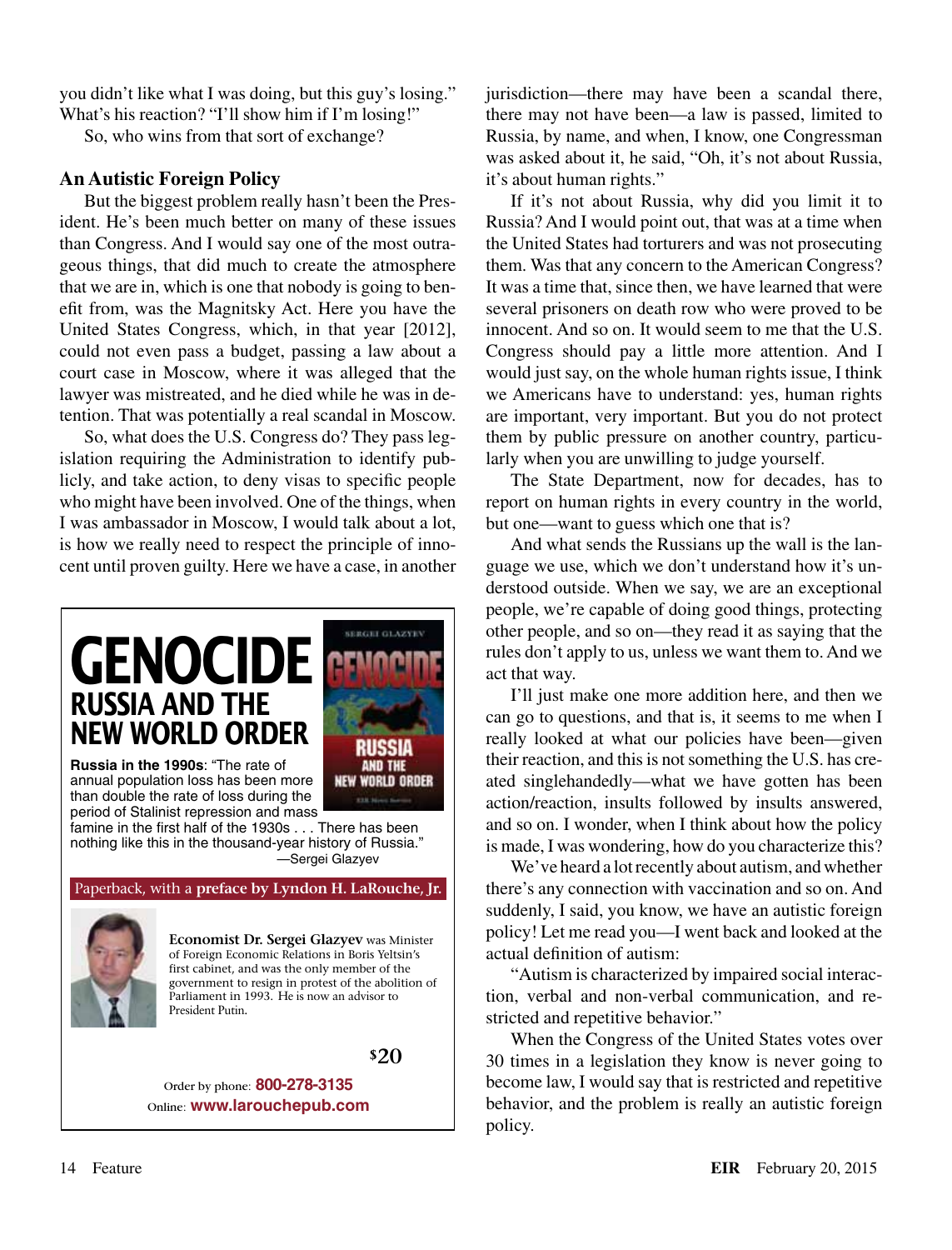you didn't like what I was doing, but this guy's losing." What's his reaction? "I'll show him if I'm losing!"

So, who wins from that sort of exchange?

## An Autistic Foreign Policy

But the biggest problem really hasn't been the President. He's been much better on many of these issues than Congress. And I would say one of the most outrageous things, that did much to create the atmosphere that we are in, which is one that nobody is going to benefit from, was the Magnitsky Act. Here you have the United States Congress, which, in that year [2012], could not even pass a budget, passing a law about a court case in Moscow, where it was alleged that the lawyer was mistreated, and he died while he was in detention. That was potentially a real scandal in Moscow.

So, what does the U.S. Congress do? They pass legislation requiring the Administration to identify publicly, and take action, to deny visas to specific people who might have been involved. One of the things, when I was ambassador in Moscow, I would talk about a lot, is how we really need to respect the principle of innocent until proven guilty. Here we have a case, in another jurisdiction—there may have been a scandal there, there may not have been—a law is passed, limited to Russia, by name, and when, I know, one Congressman was asked about it, he said, "Oh, it's not about Russia, it's about human rights."

If it's not about Russia, why did you limit it to Russia? And I would point out, that was at a time when the United States had torturers and was not prosecuting them. Was that any concern to the American Congress? It was a time that, since then, we have learned that were several prisoners on death row who were proved to be innocent. And so on. It would seem to me that the U.S. Congress should pay a little more attention. And I would just say, on the whole human rights issue, I think we Americans have to understand: yes, human rights are important, very important. But you do not protect them by public pressure on another country, particularly when you are unwilling to judge yourself.

The State Department, now for decades, has to report on human rights in every country in the world, but one—want to guess which one that is?

And what sends the Russians up the wall is the language we use, which we don't understand how it's understood outside. When we say, we are an exceptional people, we're capable of doing good things, protecting other people, and so on—they read it as saying that the rules don't apply to us, unless we want them to. And we act that way.

I'll just make one more addition here, and then we can go to questions, and that is, it seems to me when I really looked at what our policies have been—given their reaction, and this is not something the U.S. has created singlehandedly—what we have gotten has been action/reaction, insults followed by insults answered, and so on. I wonder, when I think about how the policy is made, I was wondering, how do you characterize this?

We've heard a lot recently about autism, and whether there's any connection with vaccination and so on. And suddenly, I said, you know, we have an autistic foreign policy! Let me read you—I went back and looked at the actual definition of autism:

"Autism is characterized by impaired social interaction, verbal and non-verbal communication, and restricted and repetitive behavior."

When the Congress of the United States votes over 30 times in a legislation they know is never going to become law, I would say that is restricted and repetitive behavior, and the problem is really an autistic foreign policy.

---

# GENOCIDE
## RUSSIA AND THE NEW WORLD ORDER

**Russia in the 1990s**: "The rate of annual population loss has been more than double the rate of loss during the period of Stalinist repression and mass famine in the first half of the 1930s . . . There has been nothing like this in the thousand-year history of Russia."
—Sergei Glazyev

Paperback, with a **preface by Lyndon H. LaRouche, Jr.**

**Economist Dr. Sergei Glazyev** was Minister of Foreign Economic Relations in Boris Yeltsin's first cabinet, and was the only member of the government to resign in protest of the abolition of Parliament in 1993. He is now an advisor to President Putin.

**$20**

Order by phone: **800-278-3135**
Online: **www.larouchepub.com**